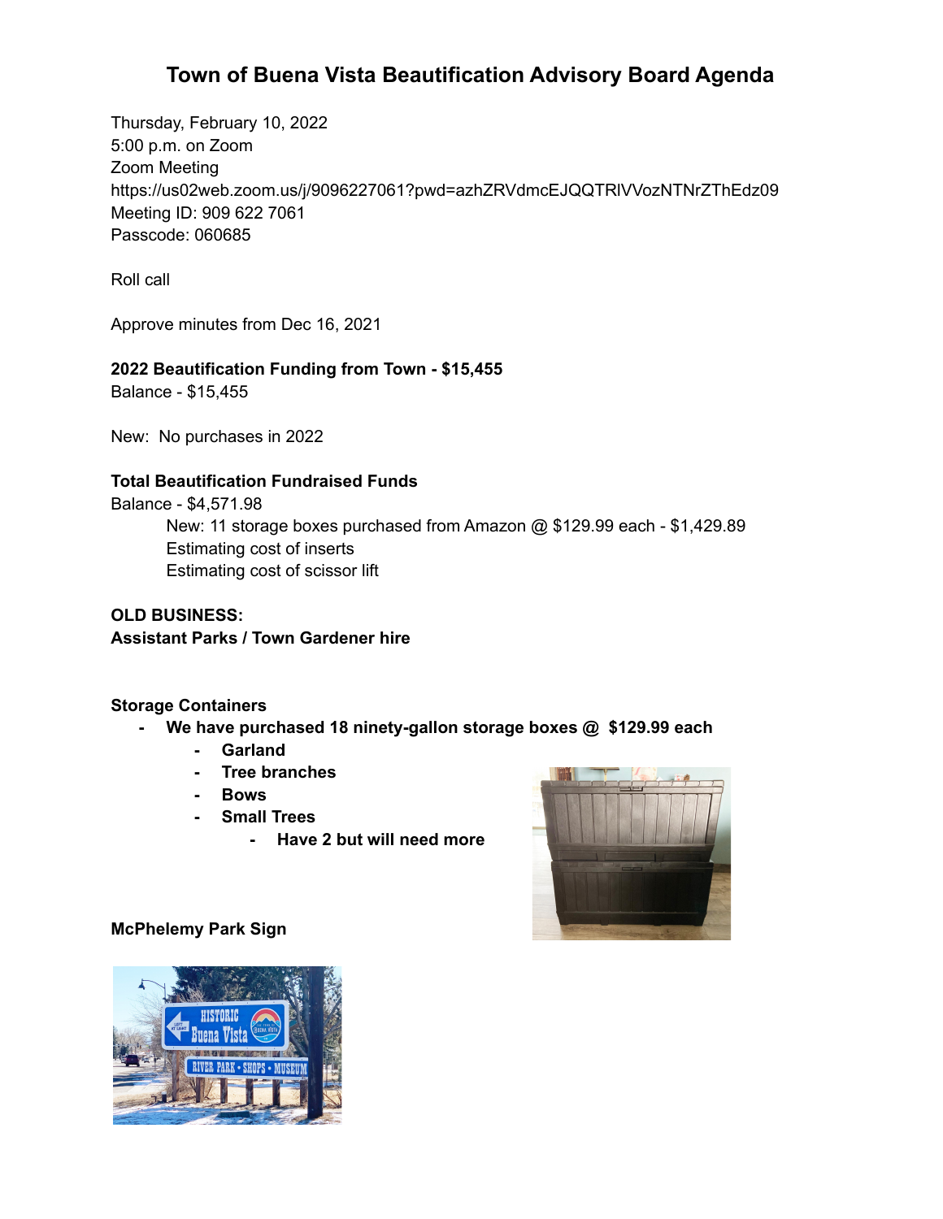# Town of Buena Vista Beautification Advisory Board Agenda

Thursday, February 10, 2022
5:00 p.m. on Zoom
Zoom Meeting
https://us02web.zoom.us/j/9096227061?pwd=azhZRVdmcEJQQTRlVVozNTNrZThEdz09
Meeting ID: 909 622 7061
Passcode: 060685

Roll call

Approve minutes from Dec 16, 2021

**2022 Beautification Funding from Town - $15,455**
Balance - $15,455

New: No purchases in 2022

**Total Beautification Fundraised Funds**
Balance - $4,571.98

- New: 11 storage boxes purchased from Amazon @ $129.99 each - $1,429.89
- Estimating cost of inserts
- Estimating cost of scissor lift

**OLD BUSINESS:**
**Assistant Parks / Town Gardener hire**

**Storage Containers**

- **We have purchased 18 ninety-gallon storage boxes @ $129.99 each**
  - **Garland**
  - **Tree branches**
  - **Bows**
  - **Small Trees**
    - **Have 2 but will need more**

**McPhelemy Park Sign**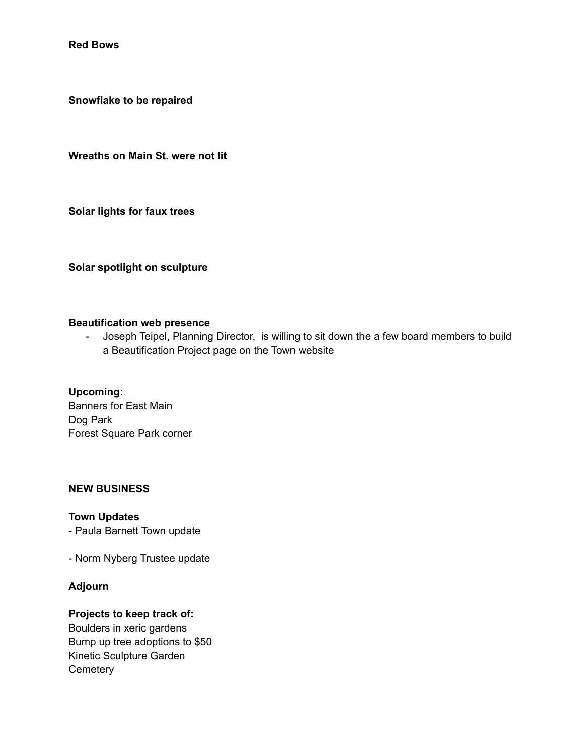**Red Bows**

**Snowflake to be repaired**

**Wreaths on Main St. were not lit**

**Solar lights for faux trees**

**Solar spotlight on sculpture**

**Beautification web presence**

- Joseph Teipel, Planning Director, is willing to sit down the a few board members to build a Beautification Project page on the Town website

**Upcoming:**
Banners for East Main
Dog Park
Forest Square Park corner

**NEW BUSINESS**

**Town Updates**
- Paula Barnett Town update

- Norm Nyberg Trustee update

**Adjourn**

**Projects to keep track of:**
Boulders in xeric gardens
Bump up tree adoptions to $50
Kinetic Sculpture Garden
Cemetery